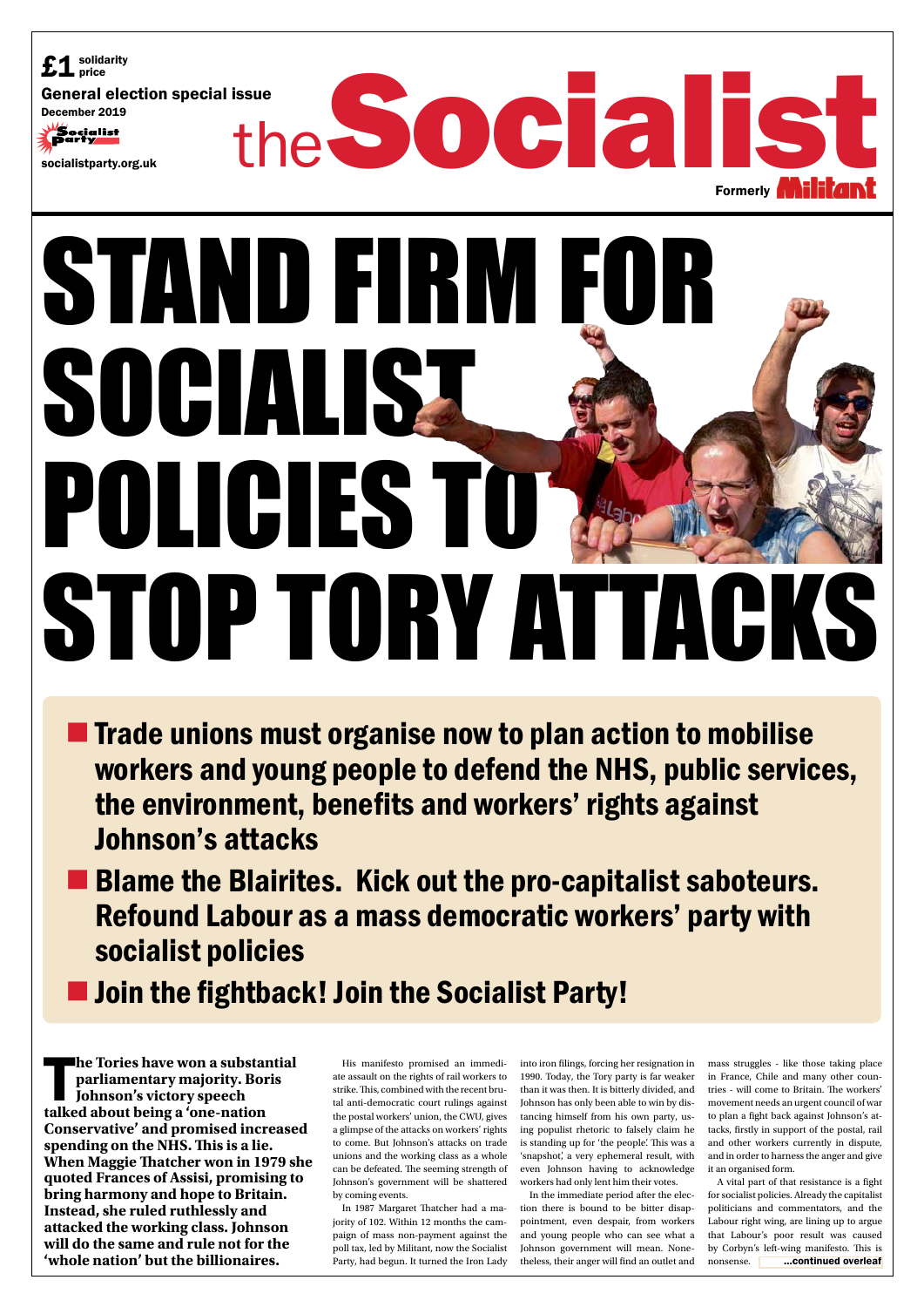£1 solidarity price

General election special issue

December 2019

Socialist Party

socialistparty.org.uk

# the Socialist

Formerly Militant

# STAND FIRM FOR SOCIALIST POLICIES TO STOP TORY ATTACKS

- **Trade unions must organise now to plan action to mobilise workers and young people to defend the NHS, public services, the environment, benefits and workers' rights against Johnson's attacks**
- **Blame the Blairites. Kick out the pro-capitalist saboteurs. Refound Labour as a mass democratic workers' party with socialist policies**
- **Join the fightback! Join the Socialist Party!**

**The Tories have won a substantial parliamentary majority. Boris Johnson's victory speech talked about being a 'one-nation Conservative' and promised increased spending on the NHS. This is a lie. When Maggie Thatcher won in 1979 she quoted Frances of Assisi, promising to bring harmony and hope to Britain. Instead, she ruled ruthlessly and attacked the working class. Johnson will do the same and rule not for the 'whole nation' but the billionaires.**

His manifesto promised an immediate assault on the rights of rail workers to strike. This, combined with the recent brutal anti-democratic court rulings against the postal workers' union, the CWU, gives a glimpse of the attacks on workers' rights to come. But Johnson's attacks on trade unions and the working class as a whole can be defeated. The seeming strength of Johnson's government will be shattered by coming events.

In 1987 Margaret Thatcher had a majority of 102. Within 12 months the campaign of mass non-payment against the poll tax, led by Militant, now the Socialist Party, had begun. It turned the Iron Lady into iron filings, forcing her resignation in 1990. Today, the Tory party is far weaker than it was then. It is bitterly divided, and Johnson has only been able to win by distancing himself from his own party, using populist rhetoric to falsely claim he is standing up for 'the people'. This was a 'snapshot,' a very ephemeral result, with even Johnson having to acknowledge workers had only lent him their votes.

In the immediate period after the election there is bound to be bitter disappointment, even despair, from workers and young people who can see what a Johnson government will mean. Nonetheless, their anger will find an outlet and mass struggles - like those taking place in France, Chile and many other countries - will come to Britain. The workers' movement needs an urgent council of war to plan a fight back against Johnson's attacks, firstly in support of the postal, rail and other workers currently in dispute, and in order to harness the anger and give it an organised form.

A vital part of that resistance is a fight for socialist policies. Already the capitalist politicians and commentators, and the Labour right wing, are lining up to argue that Labour's poor result was caused by Corbyn's left-wing manifesto. This is nonsense. **...continued overleaf**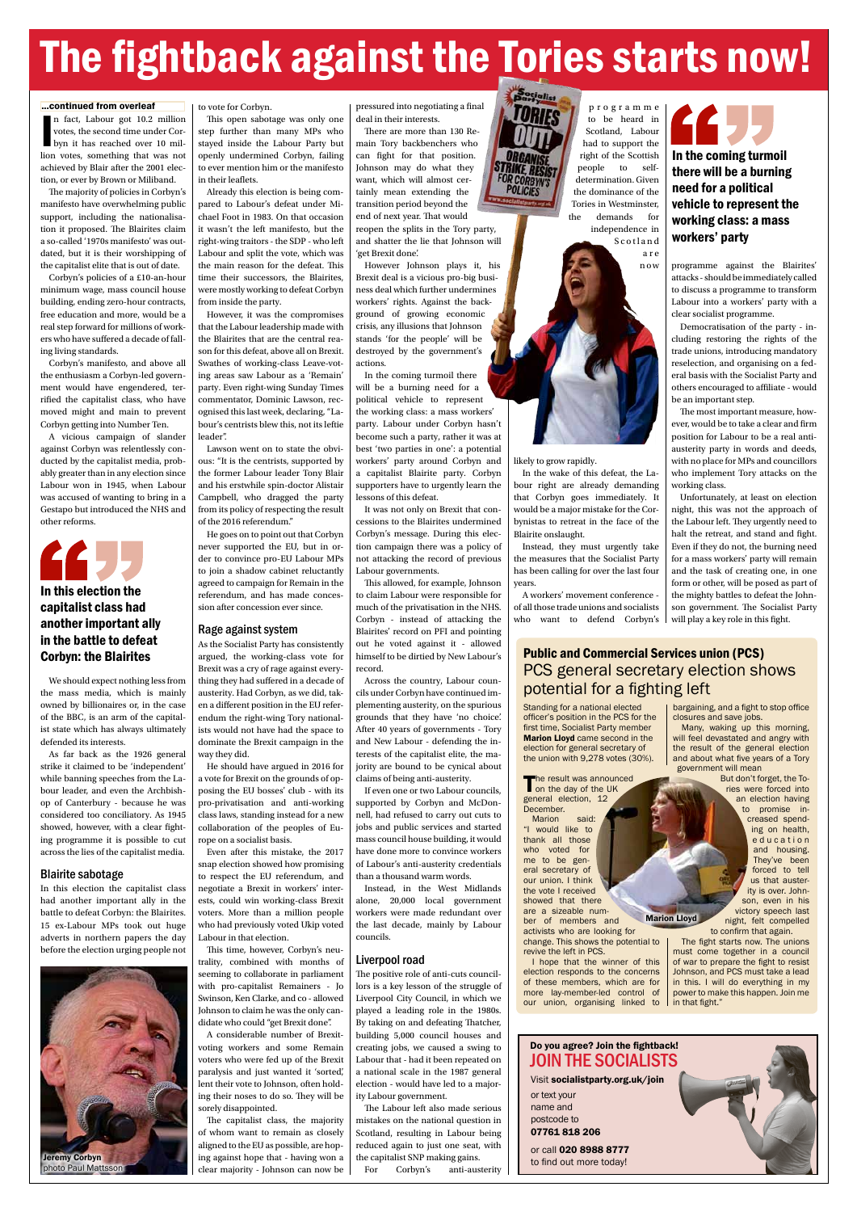# The fightback against the Tories starts now!

**...continued from overleaf**

In fact, Labour got 10.2 million votes, the second time under Corbyn it has reached over 10 million votes, something that was not achieved by Blair after the 2001 election, or ever by Brown or Miliband.

The majority of policies in Corbyn's manifesto have overwhelming public support, including the nationalisation it proposed. The Blairites claim a so-called '1970s manifesto' was outdated, but it is their worshipping of the capitalist elite that is out of date.

Corbyn's policies of a £10-an-hour minimum wage, mass council house building, ending zero-hour contracts, free education and more, would be a real step forward for millions of workers who have suffered a decade of falling living standards.

Corbyn's manifesto, and above all the enthusiasm a Corbyn-led government would have engendered, terrified the capitalist class, who have moved might and main to prevent Corbyn getting into Number Ten.

A vicious campaign of slander against Corbyn was relentlessly conducted by the capitalist media, probably greater than in any election since Labour won in 1945, when Labour was accused of wanting to bring in a Gestapo but introduced the NHS and other reforms.

> **In this election the capitalist class had another important ally in the battle to defeat Corbyn: the Blairites**

We should expect nothing less from the mass media, which is mainly owned by billionaires or, in the case of the BBC, is an arm of the capitalist state which has always ultimately defended its interests.

As far back as the 1926 general strike it claimed to be 'independent' while banning speeches from the Labour leader, and even the Archbishop of Canterbury - because he was considered too conciliatory. As 1945 showed, however, with a clear fighting programme it is possible to cut across the lies of the capitalist media.

## Blairite sabotage

In this election the capitalist class had another important ally in the battle to defeat Corbyn: the Blairites. 15 ex-Labour MPs took out huge adverts in northern papers the day before the election urging people not to vote for Corbyn.

This open sabotage was only one step further than many MPs who stayed inside the Labour Party but openly undermined Corbyn, failing to ever mention him or the manifesto in their leaflets.

Already this election is being compared to Labour's defeat under Michael Foot in 1983. On that occasion it wasn't the left manifesto, but the right-wing traitors - the SDP - who left Labour and split the vote, which was the main reason for the defeat. This time their successors, the Blairites, were mostly working to defeat Corbyn from inside the party.

However, it was the compromises that the Labour leadership made with the Blairites that are the central reason for this defeat, above all on Brexit. Swathes of working-class Leave-voting areas saw Labour as a 'Remain' party. Even right-wing Sunday Times commentator, Dominic Lawson, recognised this last week, declaring, "Labour's centrists blew this, not its leftie leader".

Lawson went on to state the obvious: "It is the centrists, supported by the former Labour leader Tony Blair and his erstwhile spin-doctor Alistair Campbell, who dragged the party from its policy of respecting the result of the 2016 referendum."

He goes on to point out that Corbyn never supported the EU, but in order to convince pro-EU Labour MPs to join a shadow cabinet reluctantly agreed to campaign for Remain in the referendum, and has made concession after concession ever since.

## Rage against system

As the Socialist Party has consistently argued, the working-class vote for Brexit was a cry of rage against everything they had suffered in a decade of austerity. Had Corbyn, as we did, taken a different position in the EU referendum the right-wing Tory nationalists would not have had the space to dominate the Brexit campaign in the way they did.

He should have argued in 2016 for a vote for Brexit on the grounds of opposing the EU bosses' club - with its pro-privatisation and anti-working class laws, standing instead for a new collaboration of the peoples of Europe on a socialist basis.

Even after this mistake, the 2017 snap election showed how promising to respect the EU referendum, and negotiate a Brexit in workers' interests, could win working-class Brexit voters. More than a million people who had previously voted Ukip voted Labour in that election.

This time, however, Corbyn's neutrality, combined with months of seeming to collaborate in parliament with pro-capitalist Remainers - Jo Swinson, Ken Clarke, and co - allowed Johnson to claim he was the only candidate who could "get Brexit done".

A considerable number of Brexit-voting workers and some Remain voters who were fed up of the Brexit paralysis and just wanted it 'sorted', lent their vote to Johnson, often holding their noses to do so. They will be sorely disappointed.

The capitalist class, the majority of whom want to remain as closely aligned to the EU as possible, are hoping against hope that - having won a clear majority - Johnson can now be pressured into negotiating a final deal in their interests.

There are more than 130 Remain Tory backbenchers who can fight for that position. Johnson may do what they want, which will almost certainly mean extending the transition period beyond the end of next year. That would reopen the splits in the Tory party, and shatter the lie that Johnson will 'get Brexit done'.

However Johnson plays it, his Brexit deal is a vicious pro-big business deal which further undermines workers' rights. Against the background of growing economic crisis, any illusions that Johnson stands 'for the people' will be destroyed by the government's actions.

In the coming turmoil there will be a burning need for a political vehicle to represent the working class: a mass workers' party. Labour under Corbyn hasn't become such a party, rather it was at best 'two parties in one': a potential workers' party around Corbyn and a capitalist Blairite party. Corbyn supporters have to urgently learn the lessons of this defeat.

It was not only on Brexit that concessions to the Blairites undermined Corbyn's message. During this election campaign there was a policy of not attacking the record of previous Labour governments.

This allowed, for example, Johnson to claim Labour were responsible for much of the privatisation in the NHS. Corbyn - instead of attacking the Blairites' record on PFI and pointing out he voted against it - allowed himself to be dirtied by New Labour's record.

Across the country, Labour councils under Corbyn have continued implementing austerity, on the spurious grounds that they have 'no choice'. After 40 years of governments - Tory and New Labour - defending the interests of the capitalist elite, the majority are bound to be cynical about claims of being anti-austerity.

If even one or two Labour councils, supported by Corbyn and McDonnell, had refused to carry out cuts to jobs and public services and started mass council house building, it would have done more to convince workers of Labour's anti-austerity credentials than a thousand warm words.

Instead, in the West Midlands alone, 20,000 local government workers were made redundant over the last decade, mainly by Labour councils.

## Liverpool road

The positive role of anti-cuts councillors is a key lesson of the struggle of Liverpool City Council, in which we played a leading role in the 1980s. By taking on and defeating Thatcher, building 5,000 council houses and creating jobs, we caused a swing to Labour that - had it been repeated on a national scale in the 1987 general election - would have led to a majority Labour government.

The Labour left also made serious mistakes on the national question in Scotland, resulting in Labour being reduced again to just one seat, with the capitalist SNP making gains.

For Corbyn's anti-austerity programme to be heard in Scotland, Labour had to support the right of the Scottish people to self-determination. Given the dominance of the Tories in Westminster, the demands for independence in Scotland are now likely to grow rapidly.

In the wake of this defeat, the Labour right are already demanding that Corbyn goes immediately. It would be a major mistake for the Corbynistas to retreat in the face of the Blairite onslaught.

Instead, they must urgently take the measures that the Socialist Party has been calling for over the last four years.

A workers' movement conference - of all those trade unions and socialists who want to defend Corbyn's programme against the Blairites' attacks - should be immediately called to discuss a programme to transform Labour into a workers' party with a clear socialist programme.

> **In the coming turmoil there will be a burning need for a political vehicle to represent the working class: a mass workers' party**

Democratisation of the party - including restoring the rights of the trade unions, introducing mandatory reselection, and organising on a federal basis with the Socialist Party and others encouraged to affiliate - would be an important step.

The most important measure, however, would be to take a clear and firm position for Labour to be a real anti-austerity party in words and deeds, with no place for MPs and councillors who implement Tory attacks on the working class.

Unfortunately, at least on election night, this was not the approach of the Labour left. They urgently need to halt the retreat, and stand and fight. Even if they do not, the burning need for a mass workers' party will remain and the task of creating one, in one form or other, will be posed as part of the mighty battles to defeat the Johnson government. The Socialist Party will play a key role in this fight.

Jeremy Corbyn
photo Paul Mattsson

Socialist Party: TORIES OUT! ORGANISE STRIKE RESIST FOR CORBYN'S POLICIES www.socialistparty.org.uk

## Public and Commercial Services union (PCS)
## PCS general secretary election shows potential for a fighting left

Standing for a national elected officer's position in the PCS for the first time, Socialist Party member **Marion Lloyd** came second in the election for general secretary of the union with 9,278 votes (30%).

The result was announced on the day of the UK general election, 12 December.

Marion said: "I would like to thank all those who voted for me to be general secretary of our union. I think the vote I received showed that there are a sizeable number of members and activists who are looking for change. This shows the potential to revive the left in PCS.

I hope that the winner of this election responds to the concerns of these members, which are for more lay-member-led control of our union, organising linked to bargaining, and a fight to stop office closures and save jobs.

Many, waking up this morning, will feel devastated and angry with the result of the general election and about what five years of a Tory government will mean.

But don't forget, the Tories were forced into an election having to promise increased spending on health, education and housing. They've been forced to tell us that austerity is over. Johnson, even in his victory speech last night, felt compelled to confirm that again.

The fight starts now. The unions must come together in a council of war to prepare the fight to resist Johnson, and PCS must take a lead in this. I will do everything in my power to make this happen. Join me in that fight."

Marion Lloyd

**Do you agree? Join the fightback!**
## JOIN THE SOCIALISTS

Visit **socialistparty.org.uk/join**

or text your name and postcode to **07761 818 206**

or call **020 8988 8777** to find out more today!